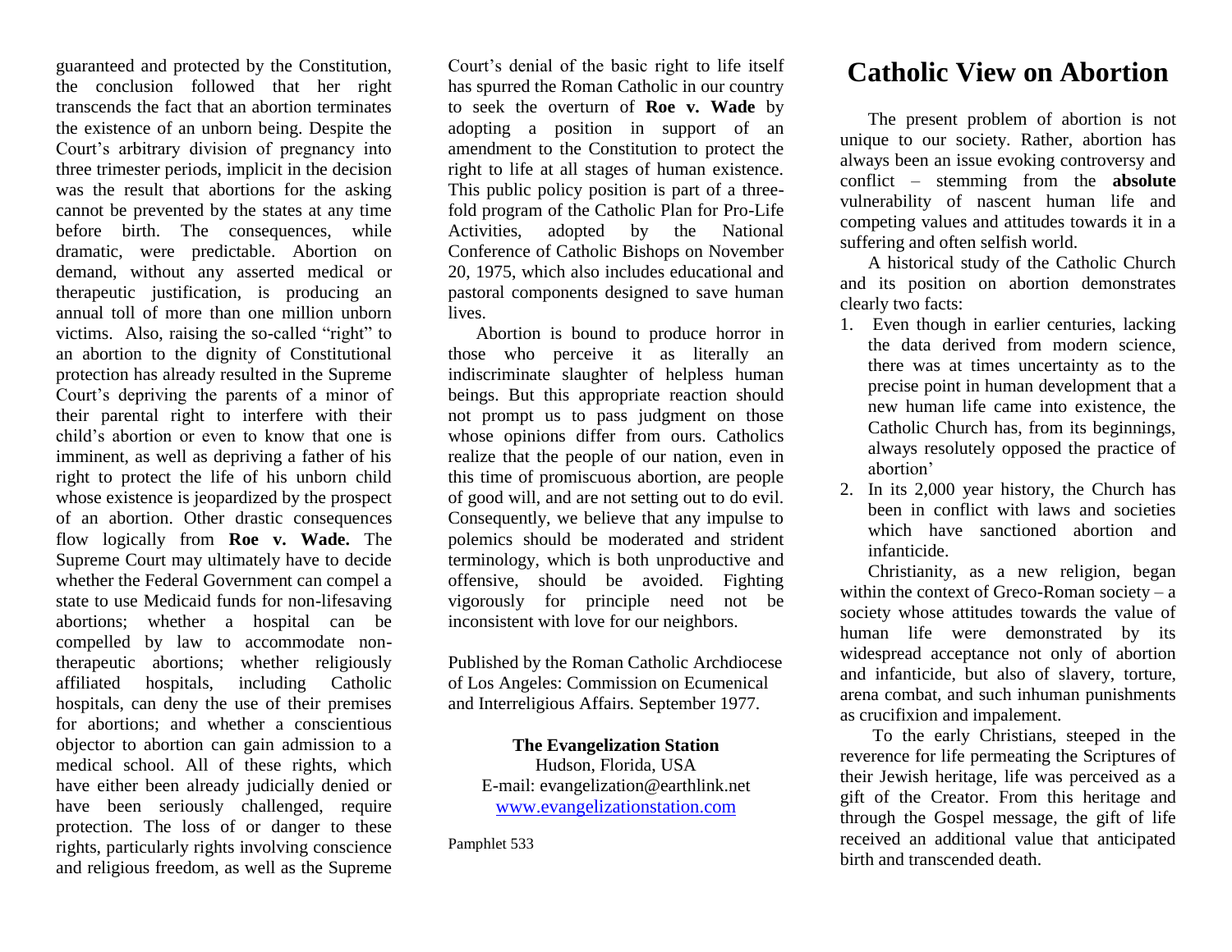guaranteed and protected by the Constitution, the conclusion followed that her right transcends the fact that an abortion terminates the existence of an unborn being. Despite the Court's arbitrary division of pregnancy into three trimester periods, implicit in the decision was the result that abortions for the asking cannot be prevented by the states at any time before birth. The consequences, while dramatic, were predictable. Abortion on demand, without any asserted medical or therapeutic justification, is producing an annual toll of more than one million unborn victims. Also, raising the so-called "right" to an abortion to the dignity of Constitutional protection has already resulted in the Supreme Court's depriving the parents of a minor of their parental right to interfere with their child's abortion or even to know that one is imminent, as well as depriving a father of his right to protect the life of his unborn child whose existence is jeopardized by the prospect of an abortion. Other drastic consequences flow logically from **Roe v. Wade.** The Supreme Court may ultimately have to decide whether the Federal Government can compel a state to use Medicaid funds for non-lifesaving abortions; whether a hospital can be compelled by law to accommodate non-therapeutic abortions; whether religiously affiliated hospitals, including Catholic hospitals, can deny the use of their premises for abortions; and whether a conscientious objector to abortion can gain admission to a medical school. All of these rights, which have either been already judicially denied or have been seriously challenged, require protection. The loss of or danger to these rights, particularly rights involving conscience and religious freedom, as well as the Supreme Court's denial of the basic right to life itself has spurred the Roman Catholic in our country to seek the overturn of **Roe v. Wade** by adopting a position in support of an amendment to the Constitution to protect the right to life at all stages of human existence. This public policy position is part of a three-fold program of the Catholic Plan for Pro-Life Activities, adopted by the National Conference of Catholic Bishops on November 20, 1975, which also includes educational and pastoral components designed to save human lives.

Abortion is bound to produce horror in those who perceive it as literally an indiscriminate slaughter of helpless human beings. But this appropriate reaction should not prompt us to pass judgment on those whose opinions differ from ours. Catholics realize that the people of our nation, even in this time of promiscuous abortion, are people of good will, and are not setting out to do evil. Consequently, we believe that any impulse to polemics should be moderated and strident terminology, which is both unproductive and offensive, should be avoided. Fighting vigorously for principle need not be inconsistent with love for our neighbors.

Published by the Roman Catholic Archdiocese of Los Angeles: Commission on Ecumenical and Interreligious Affairs. September 1977.

**The Evangelization Station**
Hudson, Florida, USA
E-mail: evangelization@earthlink.net
www.evangelizationstation.com

Pamphlet 533

# Catholic View on Abortion

The present problem of abortion is not unique to our society. Rather, abortion has always been an issue evoking controversy and conflict – stemming from the **absolute** vulnerability of nascent human life and competing values and attitudes towards it in a suffering and often selfish world.

A historical study of the Catholic Church and its position on abortion demonstrates clearly two facts:

1. Even though in earlier centuries, lacking the data derived from modern science, there was at times uncertainty as to the precise point in human development that a new human life came into existence, the Catholic Church has, from its beginnings, always resolutely opposed the practice of abortion'
2. In its 2,000 year history, the Church has been in conflict with laws and societies which have sanctioned abortion and infanticide.

Christianity, as a new religion, began within the context of Greco-Roman society – a society whose attitudes towards the value of human life were demonstrated by its widespread acceptance not only of abortion and infanticide, but also of slavery, torture, arena combat, and such inhuman punishments as crucifixion and impalement.

To the early Christians, steeped in the reverence for life permeating the Scriptures of their Jewish heritage, life was perceived as a gift of the Creator. From this heritage and through the Gospel message, the gift of life received an additional value that anticipated birth and transcended death.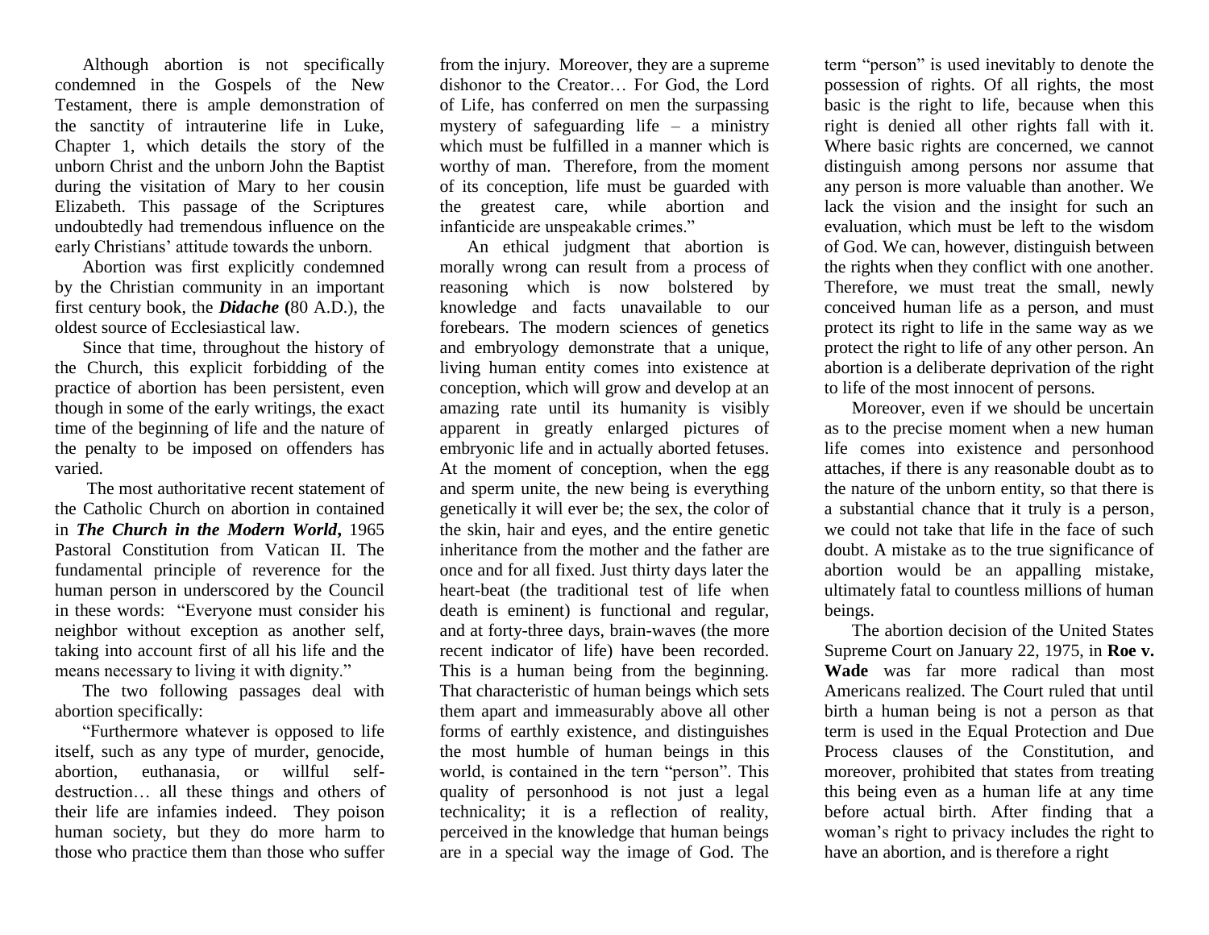Although abortion is not specifically condemned in the Gospels of the New Testament, there is ample demonstration of the sanctity of intrauterine life in Luke, Chapter 1, which details the story of the unborn Christ and the unborn John the Baptist during the visitation of Mary to her cousin Elizabeth. This passage of the Scriptures undoubtedly had tremendous influence on the early Christians' attitude towards the unborn.

Abortion was first explicitly condemned by the Christian community in an important first century book, the ***Didache*** **(**80 A.D.), the oldest source of Ecclesiastical law.

Since that time, throughout the history of the Church, this explicit forbidding of the practice of abortion has been persistent, even though in some of the early writings, the exact time of the beginning of life and the nature of the penalty to be imposed on offenders has varied.

The most authoritative recent statement of the Catholic Church on abortion in contained in ***The Church in the Modern World*****,** 1965 Pastoral Constitution from Vatican II. The fundamental principle of reverence for the human person in underscored by the Council in these words: "Everyone must consider his neighbor without exception as another self, taking into account first of all his life and the means necessary to living it with dignity."

The two following passages deal with abortion specifically:

"Furthermore whatever is opposed to life itself, such as any type of murder, genocide, abortion, euthanasia, or willful self-destruction… all these things and others of their life are infamies indeed. They poison human society, but they do more harm to those who practice them than those who suffer from the injury. Moreover, they are a supreme dishonor to the Creator… For God, the Lord of Life, has conferred on men the surpassing mystery of safeguarding life – a ministry which must be fulfilled in a manner which is worthy of man. Therefore, from the moment of its conception, life must be guarded with the greatest care, while abortion and infanticide are unspeakable crimes."

An ethical judgment that abortion is morally wrong can result from a process of reasoning which is now bolstered by knowledge and facts unavailable to our forebears. The modern sciences of genetics and embryology demonstrate that a unique, living human entity comes into existence at conception, which will grow and develop at an amazing rate until its humanity is visibly apparent in greatly enlarged pictures of embryonic life and in actually aborted fetuses. At the moment of conception, when the egg and sperm unite, the new being is everything genetically it will ever be; the sex, the color of the skin, hair and eyes, and the entire genetic inheritance from the mother and the father are once and for all fixed. Just thirty days later the heart-beat (the traditional test of life when death is eminent) is functional and regular, and at forty-three days, brain-waves (the more recent indicator of life) have been recorded. This is a human being from the beginning. That characteristic of human beings which sets them apart and immeasurably above all other forms of earthly existence, and distinguishes the most humble of human beings in this world, is contained in the tern "person". This quality of personhood is not just a legal technicality; it is a reflection of reality, perceived in the knowledge that human beings are in a special way the image of God. The term "person" is used inevitably to denote the possession of rights. Of all rights, the most basic is the right to life, because when this right is denied all other rights fall with it. Where basic rights are concerned, we cannot distinguish among persons nor assume that any person is more valuable than another. We lack the vision and the insight for such an evaluation, which must be left to the wisdom of God. We can, however, distinguish between the rights when they conflict with one another. Therefore, we must treat the small, newly conceived human life as a person, and must protect its right to life in the same way as we protect the right to life of any other person. An abortion is a deliberate deprivation of the right to life of the most innocent of persons.

Moreover, even if we should be uncertain as to the precise moment when a new human life comes into existence and personhood attaches, if there is any reasonable doubt as to the nature of the unborn entity, so that there is a substantial chance that it truly is a person, we could not take that life in the face of such doubt. A mistake as to the true significance of abortion would be an appalling mistake, ultimately fatal to countless millions of human beings.

The abortion decision of the United States Supreme Court on January 22, 1975, in **Roe v. Wade** was far more radical than most Americans realized. The Court ruled that until birth a human being is not a person as that term is used in the Equal Protection and Due Process clauses of the Constitution, and moreover, prohibited that states from treating this being even as a human life at any time before actual birth. After finding that a woman's right to privacy includes the right to have an abortion, and is therefore a right